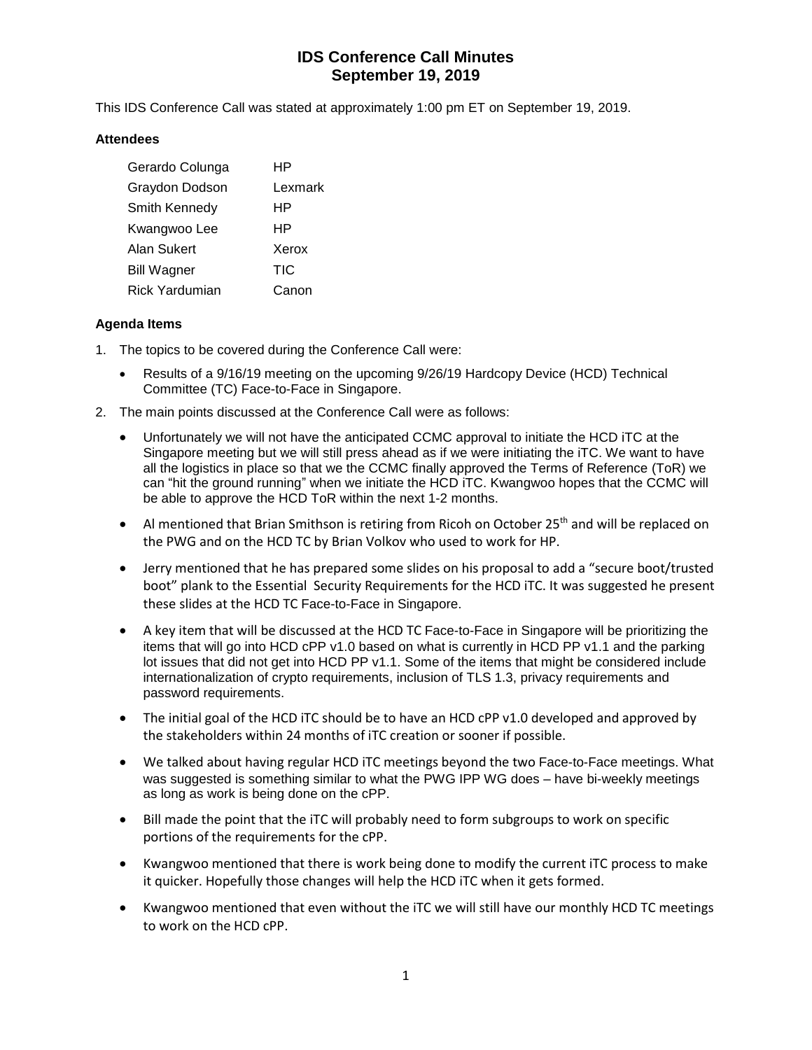# IDS Conference Call Minutes
# September 19, 2019

This IDS Conference Call was stated at approximately 1:00 pm ET on September 19, 2019.

### Attendees

| | |
|---|---|
| Gerardo Colunga | HP |
| Graydon Dodson | Lexmark |
| Smith Kennedy | HP |
| Kwangwoo Lee | HP |
| Alan Sukert | Xerox |
| Bill Wagner | TIC |
| Rick Yardumian | Canon |

### Agenda Items

1. The topics to be covered during the Conference Call were:
   - Results of a 9/16/19 meeting on the upcoming 9/26/19 Hardcopy Device (HCD) Technical Committee (TC) Face-to-Face in Singapore.
2. The main points discussed at the Conference Call were as follows:
   - Unfortunately we will not have the anticipated CCMC approval to initiate the HCD iTC at the Singapore meeting but we will still press ahead as if we were initiating the iTC. We want to have all the logistics in place so that we the CCMC finally approved the Terms of Reference (ToR) we can "hit the ground running" when we initiate the HCD iTC. Kwangwoo hopes that the CCMC will be able to approve the HCD ToR within the next 1-2 months.
   - Al mentioned that Brian Smithson is retiring from Ricoh on October 25th and will be replaced on the PWG and on the HCD TC by Brian Volkov who used to work for HP.
   - Jerry mentioned that he has prepared some slides on his proposal to add a "secure boot/trusted boot" plank to the Essential Security Requirements for the HCD iTC. It was suggested he present these slides at the HCD TC Face-to-Face in Singapore.
   - A key item that will be discussed at the HCD TC Face-to-Face in Singapore will be prioritizing the items that will go into HCD cPP v1.0 based on what is currently in HCD PP v1.1 and the parking lot issues that did not get into HCD PP v1.1. Some of the items that might be considered include internationalization of crypto requirements, inclusion of TLS 1.3, privacy requirements and password requirements.
   - The initial goal of the HCD iTC should be to have an HCD cPP v1.0 developed and approved by the stakeholders within 24 months of iTC creation or sooner if possible.
   - We talked about having regular HCD iTC meetings beyond the two Face-to-Face meetings. What was suggested is something similar to what the PWG IPP WG does – have bi-weekly meetings as long as work is being done on the cPP.
   - Bill made the point that the iTC will probably need to form subgroups to work on specific portions of the requirements for the cPP.
   - Kwangwoo mentioned that there is work being done to modify the current iTC process to make it quicker. Hopefully those changes will help the HCD iTC when it gets formed.
   - Kwangwoo mentioned that even without the iTC we will still have our monthly HCD TC meetings to work on the HCD cPP.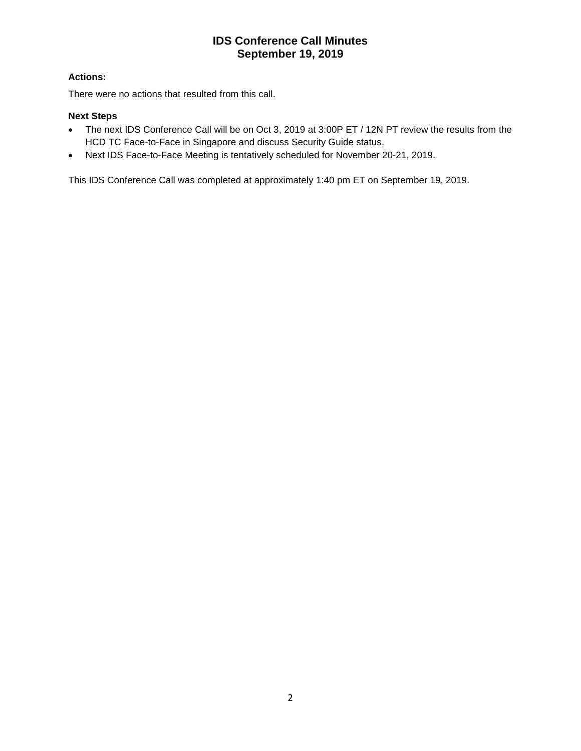# IDS Conference Call Minutes
# September 19, 2019

**Actions:**

There were no actions that resulted from this call.

**Next Steps**

- The next IDS Conference Call will be on Oct 3, 2019 at 3:00P ET / 12N PT review the results from the HCD TC Face-to-Face in Singapore and discuss Security Guide status.
- Next IDS Face-to-Face Meeting is tentatively scheduled for November 20-21, 2019.

This IDS Conference Call was completed at approximately 1:40 pm ET on September 19, 2019.